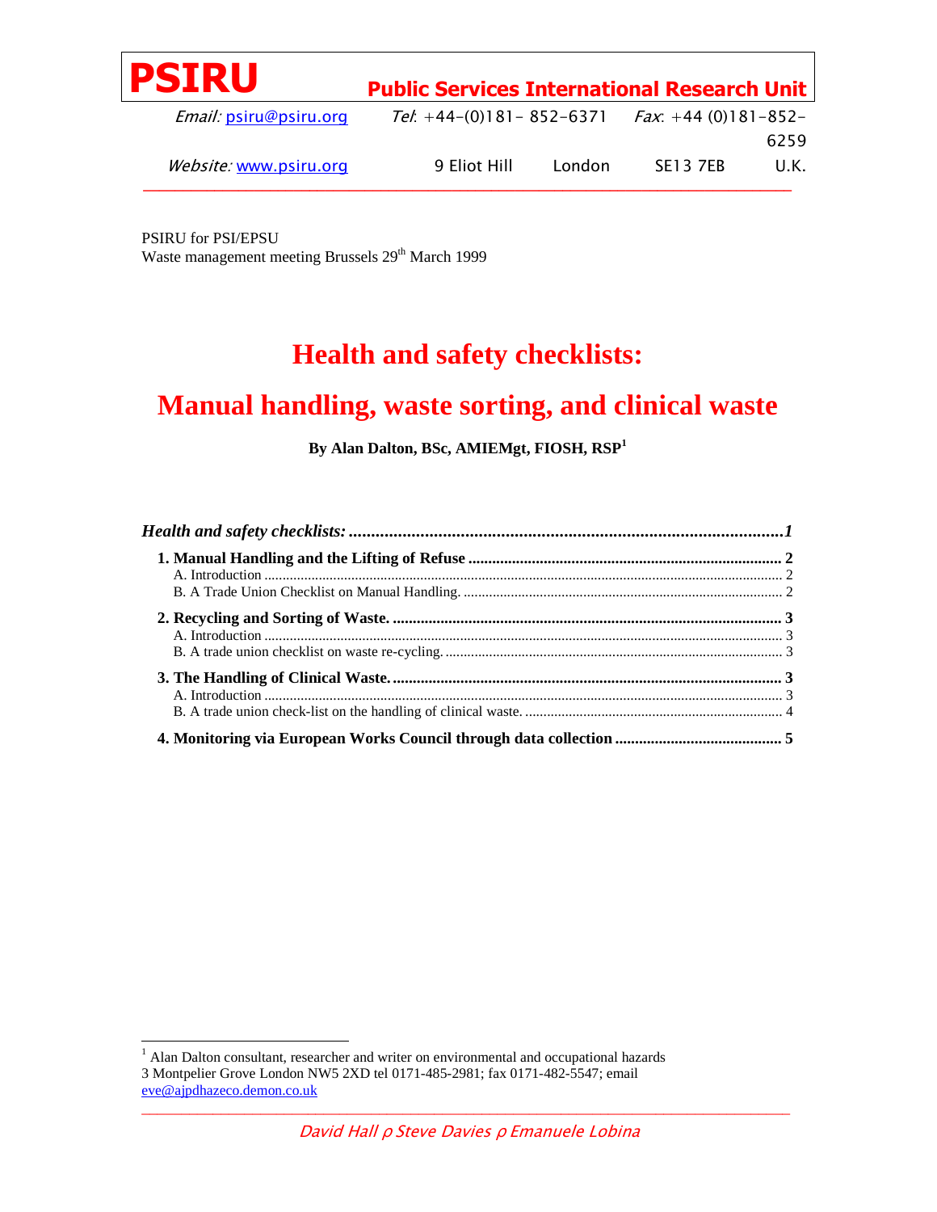# PSIRU

**Public Services International Research Unit**

*Email*: psiru@psiru.org *Tel*: +44-(0)181- 852-6371 *Fax*: +44 (0)181-852-6259

*Website*: www.psiru.org 9 Eliot Hill London SE13 7EB U.K.

PSIRU for PSI/EPSU
Waste management meeting Brussels 29th March 1999

# Health and safety checklists:

# Manual handling, waste sorting, and clinical waste

**By Alan Dalton, BSc, AMIEMgt, FIOSH, RSP[1]**

***Health and safety checklists:*** ***1***

**1. Manual Handling and the Lifting of Refuse** **2**
- A. Introduction 2
- B. A Trade Union Checklist on Manual Handling. 2

**2. Recycling and Sorting of Waste.** **3**
- A. Introduction 3
- B. A trade union checklist on waste re-cycling. 3

**3. The Handling of Clinical Waste.** **3**
- A. Introduction 3
- B. A trade union check-list on the handling of clinical waste. 4

**4. Monitoring via European Works Council through data collection** **5**

---

[1] Alan Dalton consultant, researcher and writer on environmental and occupational hazards
3 Montpelier Grove London NW5 2XD tel 0171-485-2981; fax 0171-482-5547; email eve@ajpdhazeco.demon.co.uk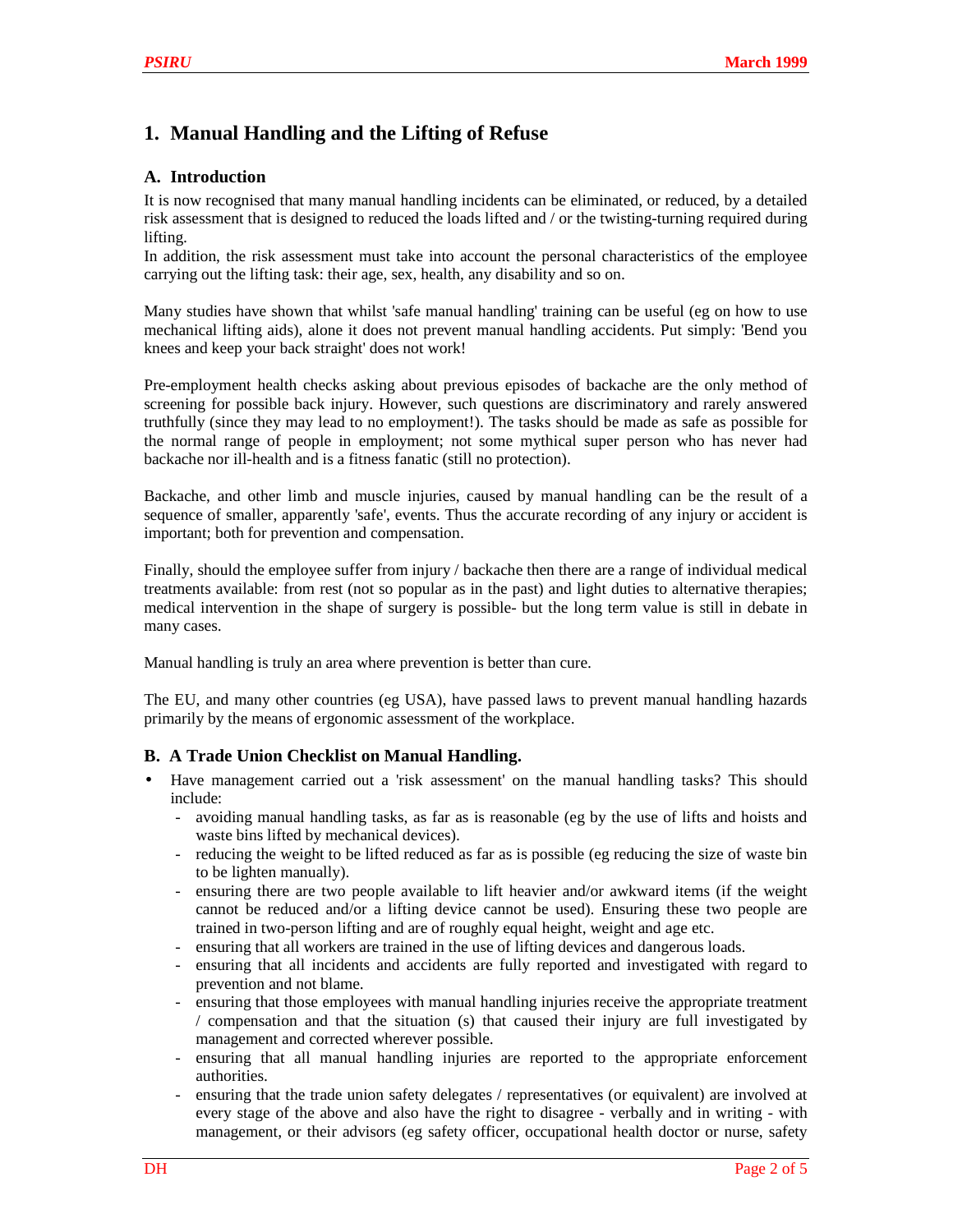# 1. Manual Handling and the Lifting of Refuse

## A. Introduction

It is now recognised that many manual handling incidents can be eliminated, or reduced, by a detailed risk assessment that is designed to reduced the loads lifted and / or the twisting-turning required during lifting.
In addition, the risk assessment must take into account the personal characteristics of the employee carrying out the lifting task: their age, sex, health, any disability and so on.

Many studies have shown that whilst 'safe manual handling' training can be useful (eg on how to use mechanical lifting aids), alone it does not prevent manual handling accidents. Put simply: 'Bend you knees and keep your back straight' does not work!

Pre-employment health checks asking about previous episodes of backache are the only method of screening for possible back injury. However, such questions are discriminatory and rarely answered truthfully (since they may lead to no employment!). The tasks should be made as safe as possible for the normal range of people in employment; not some mythical super person who has never had backache nor ill-health and is a fitness fanatic (still no protection).

Backache, and other limb and muscle injuries, caused by manual handling can be the result of a sequence of smaller, apparently 'safe', events. Thus the accurate recording of any injury or accident is important; both for prevention and compensation.

Finally, should the employee suffer from injury / backache then there are a range of individual medical treatments available: from rest (not so popular as in the past) and light duties to alternative therapies; medical intervention in the shape of surgery is possible- but the long term value is still in debate in many cases.

Manual handling is truly an area where prevention is better than cure.

The EU, and many other countries (eg USA), have passed laws to prevent manual handling hazards primarily by the means of ergonomic assessment of the workplace.

## B. A Trade Union Checklist on Manual Handling.

- Have management carried out a 'risk assessment' on the manual handling tasks? This should include:
  - avoiding manual handling tasks, as far as is reasonable (eg by the use of lifts and hoists and waste bins lifted by mechanical devices).
  - reducing the weight to be lifted reduced as far as is possible (eg reducing the size of waste bin to be lighten manually).
  - ensuring there are two people available to lift heavier and/or awkward items (if the weight cannot be reduced and/or a lifting device cannot be used). Ensuring these two people are trained in two-person lifting and are of roughly equal height, weight and age etc.
  - ensuring that all workers are trained in the use of lifting devices and dangerous loads.
  - ensuring that all incidents and accidents are fully reported and investigated with regard to prevention and not blame.
  - ensuring that those employees with manual handling injuries receive the appropriate treatment / compensation and that the situation (s) that caused their injury are full investigated by management and corrected wherever possible.
  - ensuring that all manual handling injuries are reported to the appropriate enforcement authorities.
  - ensuring that the trade union safety delegates / representatives (or equivalent) are involved at every stage of the above and also have the right to disagree - verbally and in writing - with management, or their advisors (eg safety officer, occupational health doctor or nurse, safety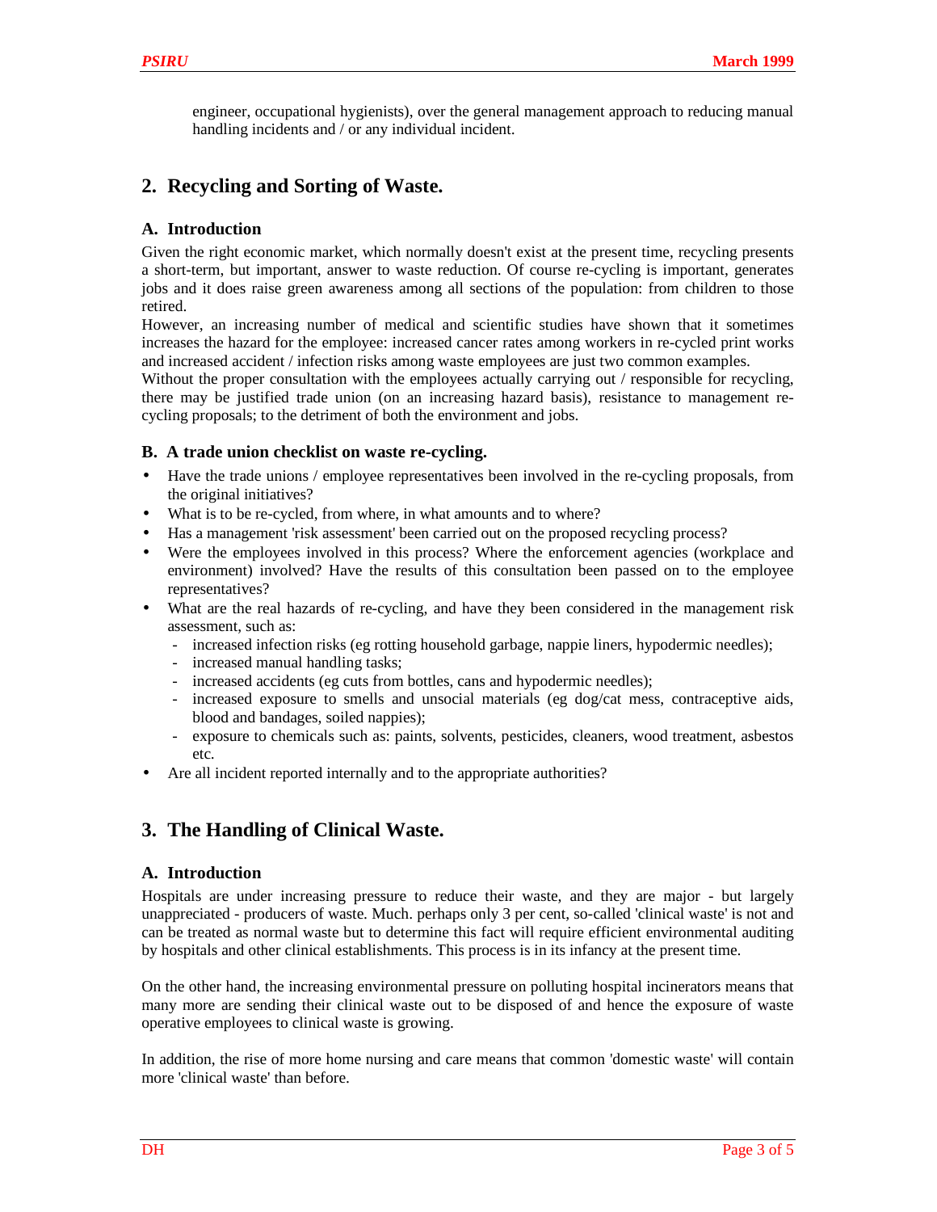engineer, occupational hygienists), over the general management approach to reducing manual handling incidents and / or any individual incident.

## 2. Recycling and Sorting of Waste.

### A. Introduction

Given the right economic market, which normally doesn't exist at the present time, recycling presents a short-term, but important, answer to waste reduction. Of course re-cycling is important, generates jobs and it does raise green awareness among all sections of the population: from children to those retired.

However, an increasing number of medical and scientific studies have shown that it sometimes increases the hazard for the employee: increased cancer rates among workers in re-cycled print works and increased accident / infection risks among waste employees are just two common examples.

Without the proper consultation with the employees actually carrying out / responsible for recycling, there may be justified trade union (on an increasing hazard basis), resistance to management re-cycling proposals; to the detriment of both the environment and jobs.

### B. A trade union checklist on waste re-cycling.

- Have the trade unions / employee representatives been involved in the re-cycling proposals, from the original initiatives?
- What is to be re-cycled, from where, in what amounts and to where?
- Has a management 'risk assessment' been carried out on the proposed recycling process?
- Were the employees involved in this process? Where the enforcement agencies (workplace and environment) involved? Have the results of this consultation been passed on to the employee representatives?
- What are the real hazards of re-cycling, and have they been considered in the management risk assessment, such as:
  - increased infection risks (eg rotting household garbage, nappie liners, hypodermic needles);
  - increased manual handling tasks;
  - increased accidents (eg cuts from bottles, cans and hypodermic needles);
  - increased exposure to smells and unsocial materials (eg dog/cat mess, contraceptive aids, blood and bandages, soiled nappies);
  - exposure to chemicals such as: paints, solvents, pesticides, cleaners, wood treatment, asbestos etc.
- Are all incident reported internally and to the appropriate authorities?

## 3. The Handling of Clinical Waste.

### A. Introduction

Hospitals are under increasing pressure to reduce their waste, and they are major - but largely unappreciated - producers of waste. Much. perhaps only 3 per cent, so-called 'clinical waste' is not and can be treated as normal waste but to determine this fact will require efficient environmental auditing by hospitals and other clinical establishments. This process is in its infancy at the present time.

On the other hand, the increasing environmental pressure on polluting hospital incinerators means that many more are sending their clinical waste out to be disposed of and hence the exposure of waste operative employees to clinical waste is growing.

In addition, the rise of more home nursing and care means that common 'domestic waste' will contain more 'clinical waste' than before.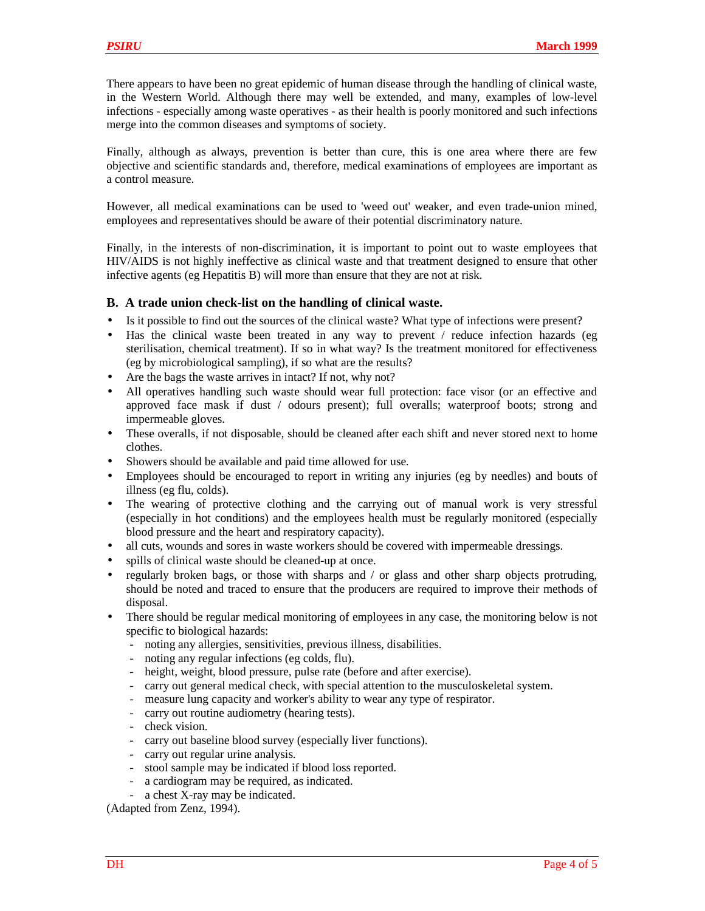There appears to have been no great epidemic of human disease through the handling of clinical waste, in the Western World. Although there may well be extended, and many, examples of low-level infections - especially among waste operatives - as their health is poorly monitored and such infections merge into the common diseases and symptoms of society.

Finally, although as always, prevention is better than cure, this is one area where there are few objective and scientific standards and, therefore, medical examinations of employees are important as a control measure.

However, all medical examinations can be used to 'weed out' weaker, and even trade-union mined, employees and representatives should be aware of their potential discriminatory nature.

Finally, in the interests of non-discrimination, it is important to point out to waste employees that HIV/AIDS is not highly ineffective as clinical waste and that treatment designed to ensure that other infective agents (eg Hepatitis B) will more than ensure that they are not at risk.

### B. A trade union check-list on the handling of clinical waste.

- Is it possible to find out the sources of the clinical waste? What type of infections were present?
- Has the clinical waste been treated in any way to prevent / reduce infection hazards (eg sterilisation, chemical treatment). If so in what way? Is the treatment monitored for effectiveness (eg by microbiological sampling), if so what are the results?
- Are the bags the waste arrives in intact? If not, why not?
- All operatives handling such waste should wear full protection: face visor (or an effective and approved face mask if dust / odours present); full overalls; waterproof boots; strong and impermeable gloves.
- These overalls, if not disposable, should be cleaned after each shift and never stored next to home clothes.
- Showers should be available and paid time allowed for use.
- Employees should be encouraged to report in writing any injuries (eg by needles) and bouts of illness (eg flu, colds).
- The wearing of protective clothing and the carrying out of manual work is very stressful (especially in hot conditions) and the employees health must be regularly monitored (especially blood pressure and the heart and respiratory capacity).
- all cuts, wounds and sores in waste workers should be covered with impermeable dressings.
- spills of clinical waste should be cleaned-up at once.
- regularly broken bags, or those with sharps and / or glass and other sharp objects protruding, should be noted and traced to ensure that the producers are required to improve their methods of disposal.
- There should be regular medical monitoring of employees in any case, the monitoring below is not specific to biological hazards:
  - noting any allergies, sensitivities, previous illness, disabilities.
  - noting any regular infections (eg colds, flu).
  - height, weight, blood pressure, pulse rate (before and after exercise).
  - carry out general medical check, with special attention to the musculoskeletal system.
  - measure lung capacity and worker's ability to wear any type of respirator.
  - carry out routine audiometry (hearing tests).
  - check vision.
  - carry out baseline blood survey (especially liver functions).
  - carry out regular urine analysis.
  - stool sample may be indicated if blood loss reported.
  - a cardiogram may be required, as indicated.
  - a chest X-ray may be indicated.

(Adapted from Zenz, 1994).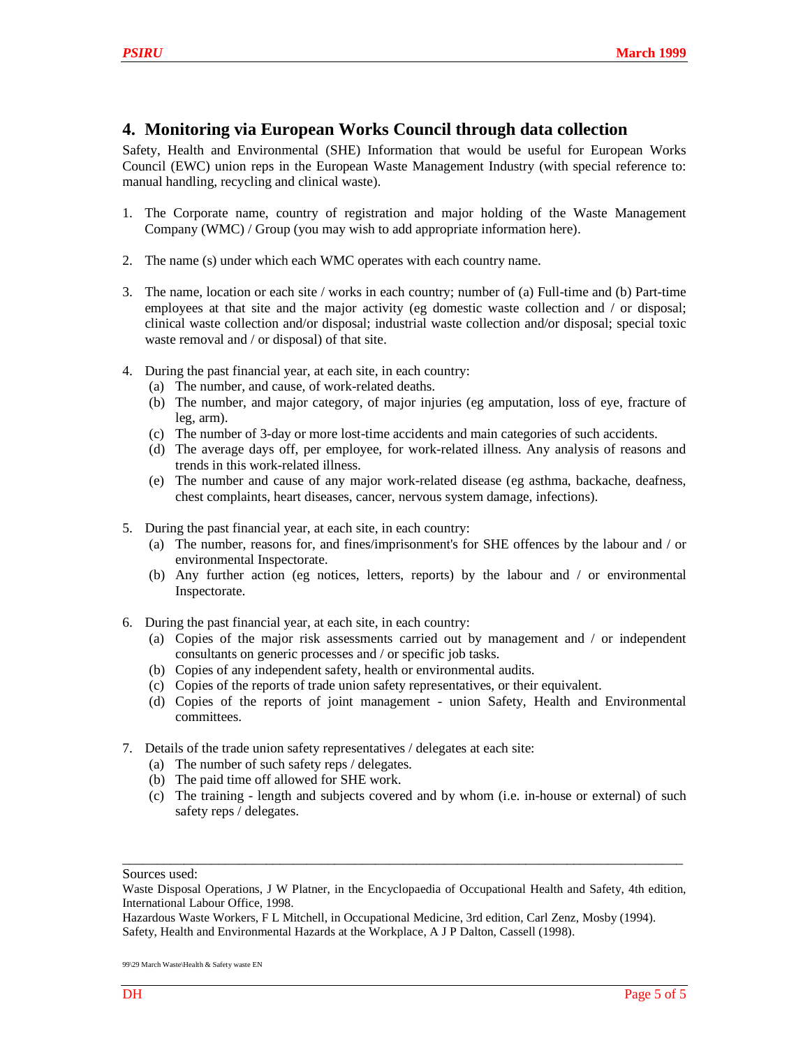## 4. Monitoring via European Works Council through data collection

Safety, Health and Environmental (SHE) Information that would be useful for European Works Council (EWC) union reps in the European Waste Management Industry (with special reference to: manual handling, recycling and clinical waste).

1. The Corporate name, country of registration and major holding of the Waste Management Company (WMC) / Group (you may wish to add appropriate information here).

2. The name (s) under which each WMC operates with each country name.

3. The name, location or each site / works in each country; number of (a) Full-time and (b) Part-time employees at that site and the major activity (eg domestic waste collection and / or disposal; clinical waste collection and/or disposal; industrial waste collection and/or disposal; special toxic waste removal and / or disposal) of that site.

4. During the past financial year, at each site, in each country:
   (a) The number, and cause, of work-related deaths.
   (b) The number, and major category, of major injuries (eg amputation, loss of eye, fracture of leg, arm).
   (c) The number of 3-day or more lost-time accidents and main categories of such accidents.
   (d) The average days off, per employee, for work-related illness. Any analysis of reasons and trends in this work-related illness.
   (e) The number and cause of any major work-related disease (eg asthma, backache, deafness, chest complaints, heart diseases, cancer, nervous system damage, infections).

5. During the past financial year, at each site, in each country:
   (a) The number, reasons for, and fines/imprisonment's for SHE offences by the labour and / or environmental Inspectorate.
   (b) Any further action (eg notices, letters, reports) by the labour and / or environmental Inspectorate.

6. During the past financial year, at each site, in each country:
   (a) Copies of the major risk assessments carried out by management and / or independent consultants on generic processes and / or specific job tasks.
   (b) Copies of any independent safety, health or environmental audits.
   (c) Copies of the reports of trade union safety representatives, or their equivalent.
   (d) Copies of the reports of joint management - union Safety, Health and Environmental committees.

7. Details of the trade union safety representatives / delegates at each site:
   (a) The number of such safety reps / delegates.
   (b) The paid time off allowed for SHE work.
   (c) The training - length and subjects covered and by whom (i.e. in-house or external) of such safety reps / delegates.

---

Sources used:

Waste Disposal Operations, J W Platner, in the Encyclopaedia of Occupational Health and Safety, 4th edition, International Labour Office, 1998.

Hazardous Waste Workers, F L Mitchell, in Occupational Medicine, 3rd edition, Carl Zenz, Mosby (1994).

Safety, Health and Environmental Hazards at the Workplace, A J P Dalton, Cassell (1998).

99\29 March Waste\Health & Safety waste EN